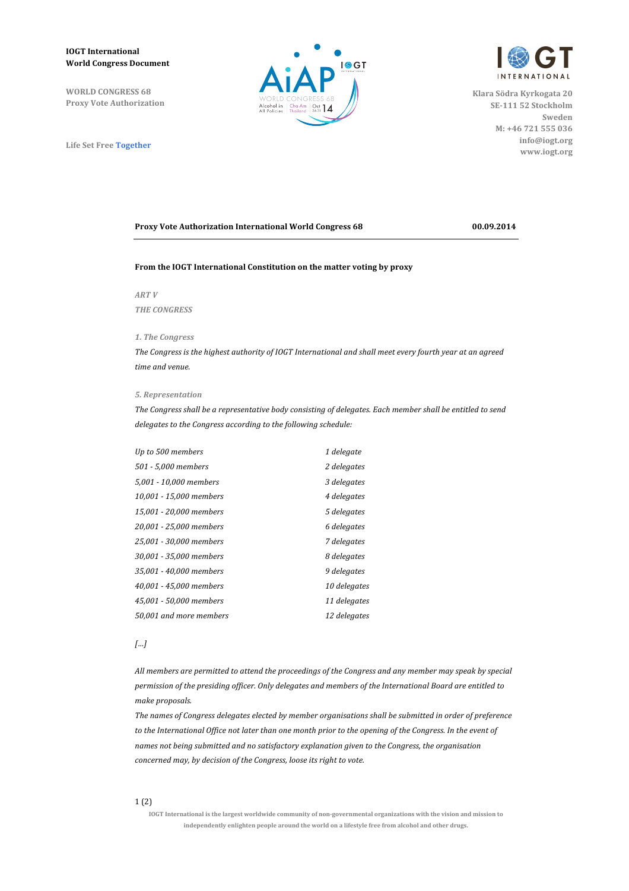**IOGT International**
**World Congress Document**

**WORLD CONGRESS 68**
**Proxy Vote Authorization**

**Life Set Free Together**

Klara Södra Kyrkogata 20
SE-111 52 Stockholm
Sweden
M: +46 721 555 036
info@iogt.org
www.iogt.org

**Proxy Vote Authorization International World Congress 68** **00.09.2014**

**From the IOGT International Constitution on the matter voting by proxy**

*ART V*

*THE CONGRESS*

*1. The Congress*

*The Congress is the highest authority of IOGT International and shall meet every fourth year at an agreed time and venue.*

*5. Representation*

*The Congress shall be a representative body consisting of delegates. Each member shall be entitled to send delegates to the Congress according to the following schedule:*

| | |
|---|---|
| *Up to 500 members* | *1 delegate* |
| *501 - 5,000 members* | *2 delegates* |
| *5,001 - 10,000 members* | *3 delegates* |
| *10,001 - 15,000 members* | *4 delegates* |
| *15,001 - 20,000 members* | *5 delegates* |
| *20,001 - 25,000 members* | *6 delegates* |
| *25,001 - 30,000 members* | *7 delegates* |
| *30,001 - 35,000 members* | *8 delegates* |
| *35,001 - 40,000 members* | *9 delegates* |
| *40,001 - 45,000 members* | *10 delegates* |
| *45,001 - 50,000 members* | *11 delegates* |
| *50,001 and more members* | *12 delegates* |

*[...]*

*All members are permitted to attend the proceedings of the Congress and any member may speak by special permission of the presiding officer. Only delegates and members of the International Board are entitled to make proposals.*

*The names of Congress delegates elected by member organisations shall be submitted in order of preference to the International Office not later than one month prior to the opening of the Congress. In the event of names not being submitted and no satisfactory explanation given to the Congress, the organisation concerned may, by decision of the Congress, loose its right to vote.*

**IOGT International is the largest worldwide community of non-governmental organizations with the vision and mission to independently enlighten people around the world on a lifestyle free from alcohol and other drugs.**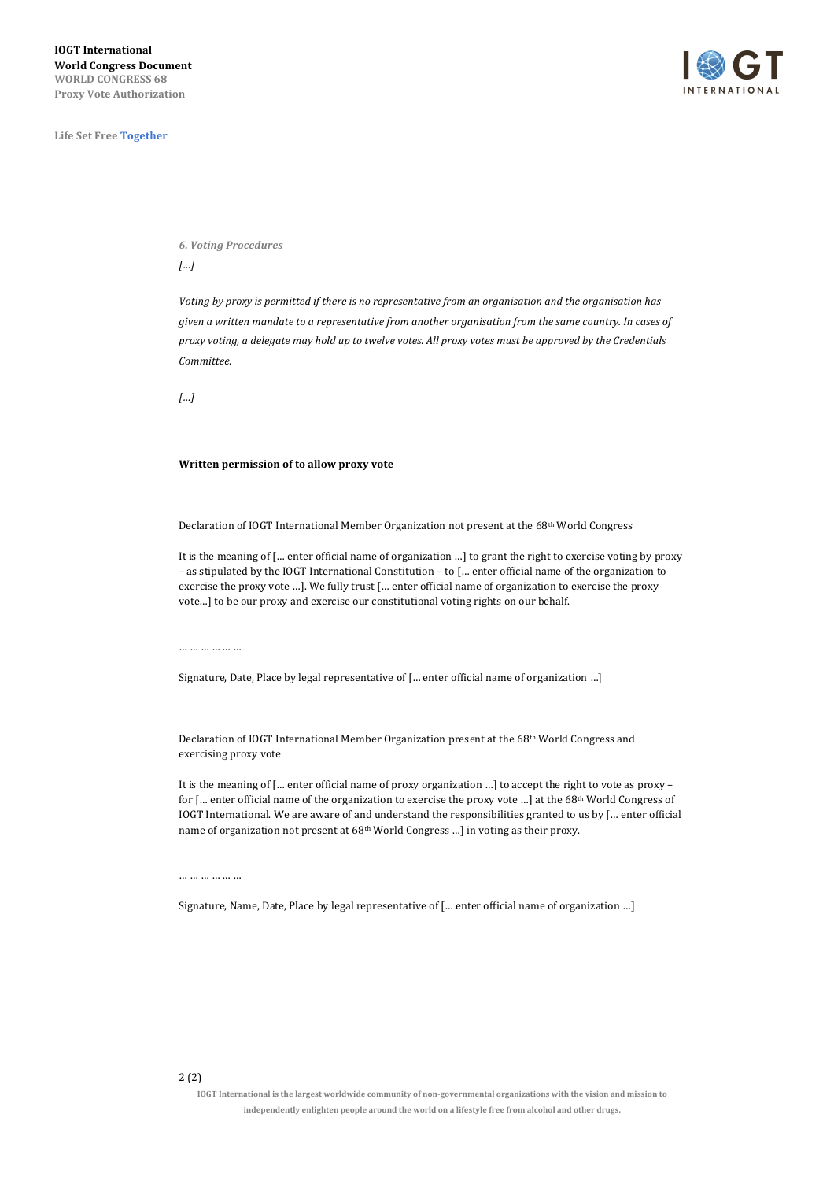*6. Voting Procedures*

*[…]*

*Voting by proxy is permitted if there is no representative from an organisation and the organisation has given a written mandate to a representative from another organisation from the same country. In cases of proxy voting, a delegate may hold up to twelve votes. All proxy votes must be approved by the Credentials Committee.*

*[…]*

**Written permission of to allow proxy vote**

Declaration of IOGT International Member Organization not present at the 68th World Congress

It is the meaning of [… enter official name of organization …] to grant the right to exercise voting by proxy – as stipulated by the IOGT International Constitution – to [… enter official name of the organization to exercise the proxy vote …]. We fully trust [… enter official name of organization to exercise the proxy vote…] to be our proxy and exercise our constitutional voting rights on our behalf.

… … … … … …

Signature, Date, Place by legal representative of [… enter official name of organization …]

Declaration of IOGT International Member Organization present at the 68th World Congress and exercising proxy vote

It is the meaning of [… enter official name of proxy organization …] to accept the right to vote as proxy – for [… enter official name of the organization to exercise the proxy vote …] at the 68th World Congress of IOGT International. We are aware of and understand the responsibilities granted to us by [… enter official name of organization not present at 68th World Congress …] in voting as their proxy.

… … … … … …

Signature, Name, Date, Place by legal representative of [… enter official name of organization …]